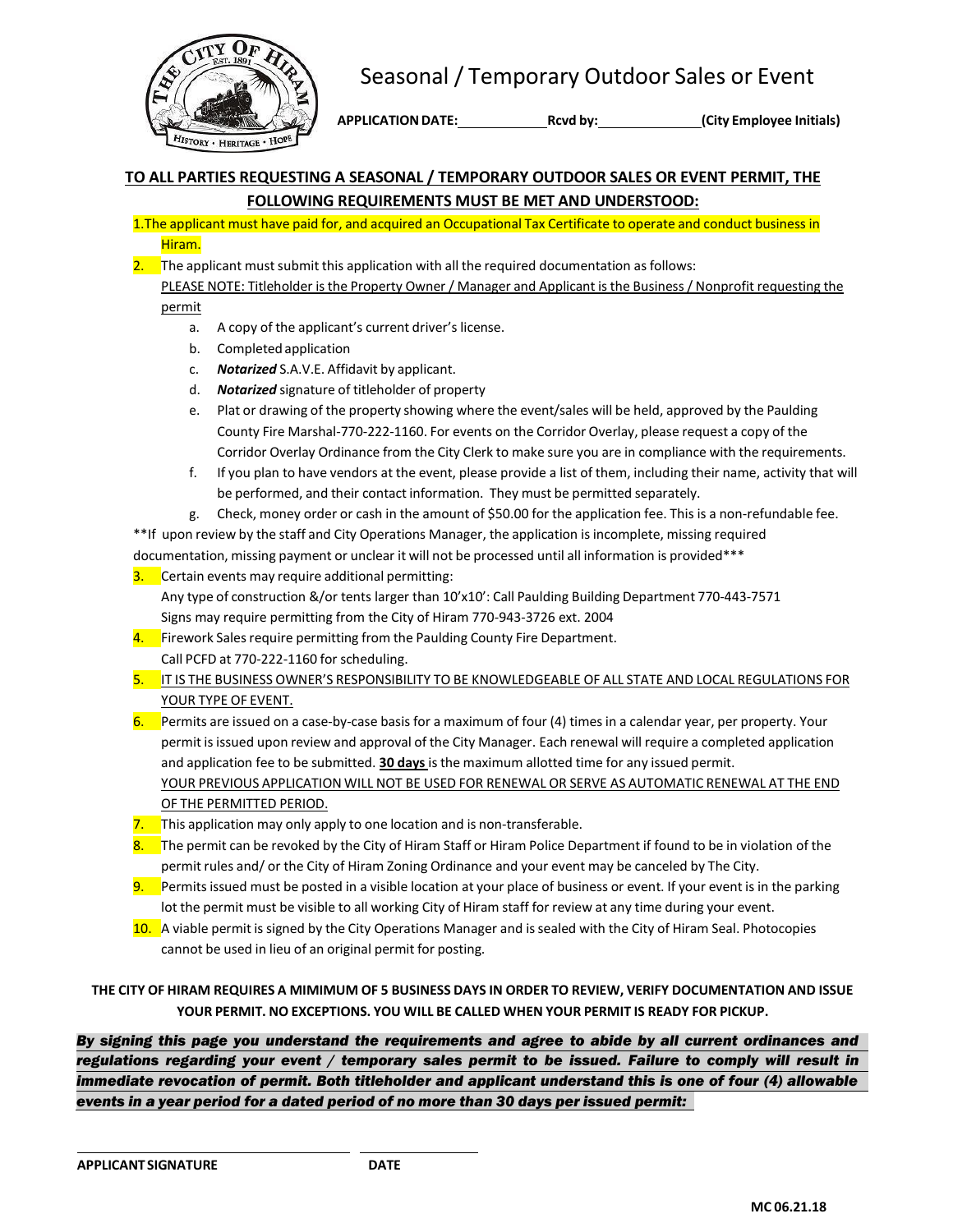# Seasonal / Temporary Outdoor Sales or Event

**APPLICATION DATE:** ____________ **Rcvd by:** ______________ **(City Employee Initials)**

## TO ALL PARTIES REQUESTING A SEASONAL / TEMPORARY OUTDOOR SALES OR EVENT PERMIT, THE FOLLOWING REQUIREMENTS MUST BE MET AND UNDERSTOOD:

1. The applicant must have paid for, and acquired an Occupational Tax Certificate to operate and conduct business in Hiram.
2. The applicant must submit this application with all the required documentation as follows:
   PLEASE NOTE: Titleholder is the Property Owner / Manager and Applicant is the Business / Nonprofit requesting the permit
   a. A copy of the applicant's current driver's license.
   b. Completed application
   c. ***Notarized*** S.A.V.E. Affidavit by applicant.
   d. ***Notarized*** signature of titleholder of property
   e. Plat or drawing of the property showing where the event/sales will be held, approved by the Paulding County Fire Marshal-770-222-1160. For events on the Corridor Overlay, please request a copy of the Corridor Overlay Ordinance from the City Clerk to make sure you are in compliance with the requirements.
   f. If you plan to have vendors at the event, please provide a list of them, including their name, activity that will be performed, and their contact information. They must be permitted separately.
   g. Check, money order or cash in the amount of $50.00 for the application fee. This is a non-refundable fee.

**If upon review by the staff and City Operations Manager, the application is incomplete, missing required documentation, missing payment or unclear it will not be processed until all information is provided***

3. Certain events may require additional permitting:
   Any type of construction &/or tents larger than 10'x10': Call Paulding Building Department 770-443-7571
   Signs may require permitting from the City of Hiram 770-943-3726 ext. 2004
4. Firework Sales require permitting from the Paulding County Fire Department.
   Call PCFD at 770-222-1160 for scheduling.
5. IT IS THE BUSINESS OWNER'S RESPONSIBILITY TO BE KNOWLEDGEABLE OF ALL STATE AND LOCAL REGULATIONS FOR YOUR TYPE OF EVENT.
6. Permits are issued on a case-by-case basis for a maximum of four (4) times in a calendar year, per property. Your permit is issued upon review and approval of the City Manager. Each renewal will require a completed application and application fee to be submitted. **30 days** is the maximum allotted time for any issued permit.
   YOUR PREVIOUS APPLICATION WILL NOT BE USED FOR RENEWAL OR SERVE AS AUTOMATIC RENEWAL AT THE END OF THE PERMITTED PERIOD.
7. This application may only apply to one location and is non-transferable.
8. The permit can be revoked by the City of Hiram Staff or Hiram Police Department if found to be in violation of the permit rules and/ or the City of Hiram Zoning Ordinance and your event may be canceled by The City.
9. Permits issued must be posted in a visible location at your place of business or event. If your event is in the parking lot the permit must be visible to all working City of Hiram staff for review at any time during your event.
10. A viable permit is signed by the City Operations Manager and is sealed with the City of Hiram Seal. Photocopies cannot be used in lieu of an original permit for posting.

**THE CITY OF HIRAM REQUIRES A MIMIMUM OF 5 BUSINESS DAYS IN ORDER TO REVIEW, VERIFY DOCUMENTATION AND ISSUE YOUR PERMIT. NO EXCEPTIONS. YOU WILL BE CALLED WHEN YOUR PERMIT IS READY FOR PICKUP.**

***By signing this page you understand the requirements and agree to abide by all current ordinances and regulations regarding your event / temporary sales permit to be issued. Failure to comply will result in immediate revocation of permit. Both titleholder and applicant understand this is one of four (4) allowable events in a year period for a dated period of no more than 30 days per issued permit:***

______________________________ ______________

**APPLICANT SIGNATURE** **DATE**

MC 06.21.18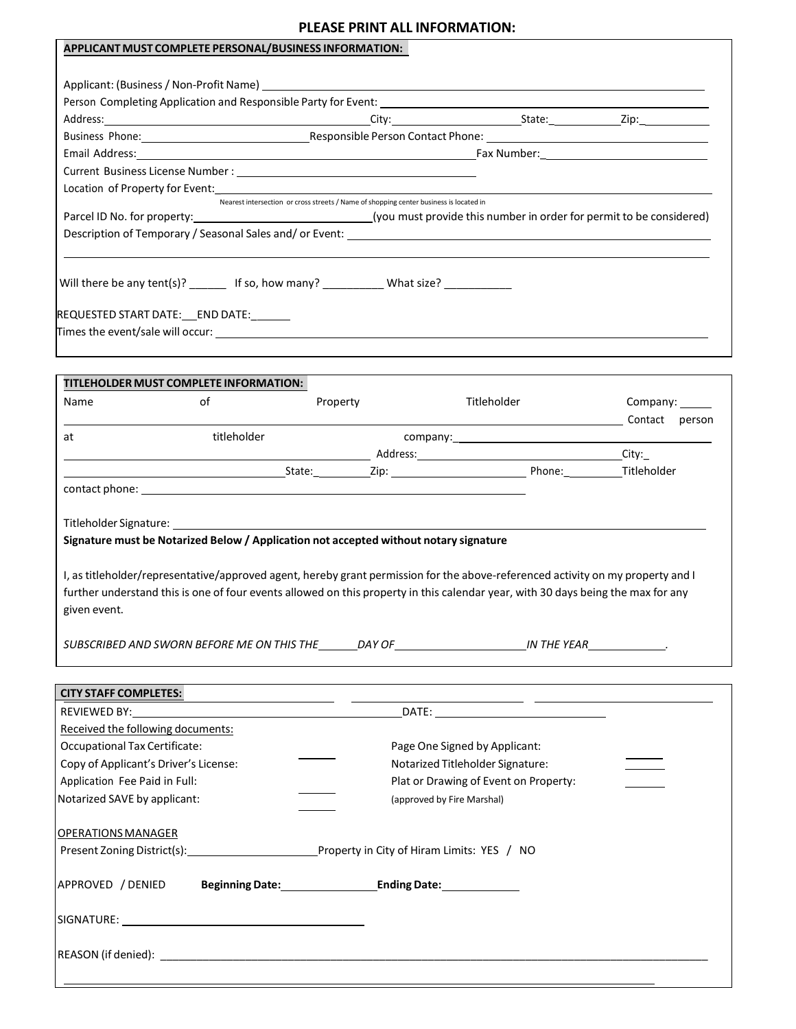# PLEASE PRINT ALL INFORMATION:

**APPLICANT MUST COMPLETE PERSONAL/BUSINESS INFORMATION:**

Applicant: (Business / Non-Profit Name) ______________________________

Person Completing Application and Responsible Party for Event: ______________________________

Address: ______________________________ City: ______________ State: __________ Zip: __________

Business Phone: ______________________ Responsible Person Contact Phone: ______________________

Email Address: ______________________________ Fax Number: ______________________

Current Business License Number : ______________________________

Location of Property for Event: ______________________________

Nearest intersection or cross streets / Name of shopping center business is located in

Parcel ID No. for property: ______________________ (you must provide this number in order for permit to be considered)

Description of Temporary / Seasonal Sales and/ or Event: ______________________________

______________________________________________________________

Will there be any tent(s)? ______ If so, how many? __________ What size? ___________

REQUESTED START DATE: ___ END DATE: ______

Times the event/sale will occur: ______________________________

**TITLEHOLDER MUST COMPLETE INFORMATION:**

Name of Property Titleholder Company: _____

______________________________ Contact person at titleholder company: ______________________________

______________________________ Address: ______________________________ City: ______________________________ State: __________ Zip: ______________ Phone: __________ Titleholder contact phone: ______________________________

Titleholder Signature: ______________________________

**Signature must be Notarized Below / Application not accepted without notary signature**

I, as titleholder/representative/approved agent, hereby grant permission for the above-referenced activity on my property and I further understand this is one of four events allowed on this property in this calendar year, with 30 days being the max for any given event.

*SUBSCRIBED AND SWORN BEFORE ME ON THIS THE _______ DAY OF ______________________ IN THE YEAR _____________.*

**CITY STAFF COMPLETES:**

REVIEWED BY: ______________________________ DATE: ______________________________

Received the following documents:

| | | | |
|---|---|---|---|
| Occupational Tax Certificate: | | Page One Signed by Applicant: | |
| Copy of Applicant's Driver's License: | ______ | Notarized Titleholder Signature: | ______ |
| Application Fee Paid in Full: | | Plat or Drawing of Event on Property: | ______ |
| Notarized SAVE by applicant: | ______ | (approved by Fire Marshal) | |

OPERATIONS MANAGER

Present Zoning District(s): ______________________ Property in City of Hiram Limits: YES / NO

APPROVED / DENIED **Beginning Date:** ______________ **Ending Date:** ______________

SIGNATURE: ______________________________

REASON (if denied): ______________________________

______________________________________________________________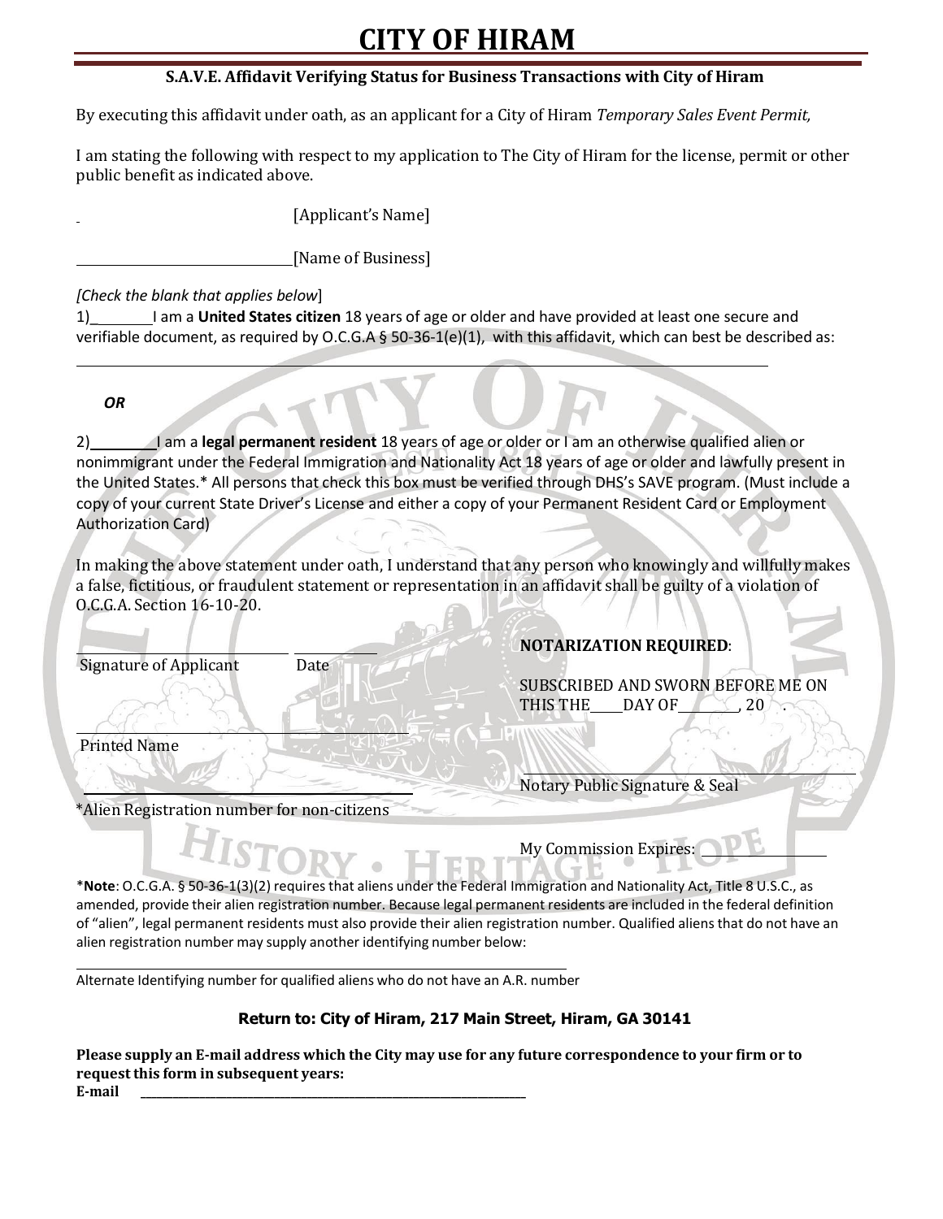# CITY OF HIRAM

**S.A.V.E. Affidavit Verifying Status for Business Transactions with City of Hiram**

By executing this affidavit under oath, as an applicant for a City of Hiram *Temporary Sales Event Permit,*

I am stating the following with respect to my application to The City of Hiram for the license, permit or other public benefit as indicated above.

______________________________ [Applicant's Name]

______________________________ [Name of Business]

*[Check the blank that applies below]*

1)________ I am a **United States citizen** 18 years of age or older and have provided at least one secure and verifiable document, as required by O.C.G.A § 50-36-1(e)(1), with this affidavit, which can best be described as:

__________________________________________________________________________________

***OR***

2)________ I am a **legal permanent resident** 18 years of age or older or I am an otherwise qualified alien or nonimmigrant under the Federal Immigration and Nationality Act 18 years of age or older and lawfully present in the United States.* All persons that check this box must be verified through DHS's SAVE program. (Must include a copy of your current State Driver's License and either a copy of your Permanent Resident Card or Employment Authorization Card)

In making the above statement under oath, I understand that any person who knowingly and willfully makes a false, fictitious, or fraudulent statement or representation in an affidavit shall be guilty of a violation of O.C.G.A. Section 16-10-20.

______________________________ ____________
Signature of Applicant Date

______________________________
Printed Name

______________________________
*Alien Registration number for non-citizens

**NOTARIZATION REQUIRED**:

SUBSCRIBED AND SWORN BEFORE ME ON THIS THE____DAY OF________, 20___.

______________________________
Notary Public Signature & Seal

My Commission Expires: ______________

***Note**: O.C.G.A. § 50-36-1(3)(2) requires that aliens under the Federal Immigration and Nationality Act, Title 8 U.S.C., as amended, provide their alien registration number. Because legal permanent residents are included in the federal definition of "alien", legal permanent residents must also provide their alien registration number. Qualified aliens that do not have an alien registration number may supply another identifying number below:

______________________________
Alternate Identifying number for qualified aliens who do not have an A.R. number

**Return to: City of Hiram, 217 Main Street, Hiram, GA 30141**

**Please supply an E-mail address which the City may use for any future correspondence to your firm or to request this form in subsequent years:**

**E-mail** ______________________________